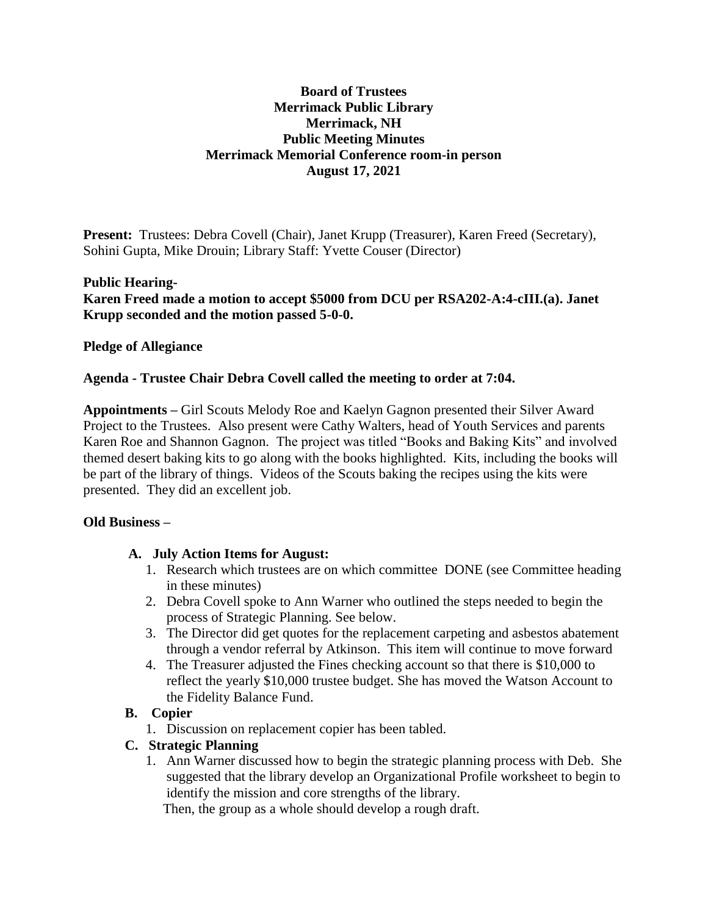**Board of Trustees**
**Merrimack Public Library**
**Merrimack, NH**
**Public Meeting Minutes**
**Merrimack Memorial Conference room-in person**
**August 17, 2021**

**Present:** Trustees: Debra Covell (Chair), Janet Krupp (Treasurer), Karen Freed (Secretary), Sohini Gupta, Mike Drouin; Library Staff: Yvette Couser (Director)

**Public Hearing-**
**Karen Freed made a motion to accept $5000 from DCU per RSA202-A:4-cIII.(a). Janet Krupp seconded and the motion passed 5-0-0.**

**Pledge of Allegiance**

**Agenda - Trustee Chair Debra Covell called the meeting to order at 7:04.**

**Appointments –** Girl Scouts Melody Roe and Kaelyn Gagnon presented their Silver Award Project to the Trustees. Also present were Cathy Walters, head of Youth Services and parents Karen Roe and Shannon Gagnon. The project was titled "Books and Baking Kits" and involved themed desert baking kits to go along with the books highlighted. Kits, including the books will be part of the library of things. Videos of the Scouts baking the recipes using the kits were presented. They did an excellent job.

**Old Business –**

**A. July Action Items for August:**
1. Research which trustees are on which committee DONE (see Committee heading in these minutes)
2. Debra Covell spoke to Ann Warner who outlined the steps needed to begin the process of Strategic Planning. See below.
3. The Director did get quotes for the replacement carpeting and asbestos abatement through a vendor referral by Atkinson. This item will continue to move forward
4. The Treasurer adjusted the Fines checking account so that there is $10,000 to reflect the yearly $10,000 trustee budget. She has moved the Watson Account to the Fidelity Balance Fund.

**B. Copier**
1. Discussion on replacement copier has been tabled.

**C. Strategic Planning**
1. Ann Warner discussed how to begin the strategic planning process with Deb. She suggested that the library develop an Organizational Profile worksheet to begin to identify the mission and core strengths of the library.
   Then, the group as a whole should develop a rough draft.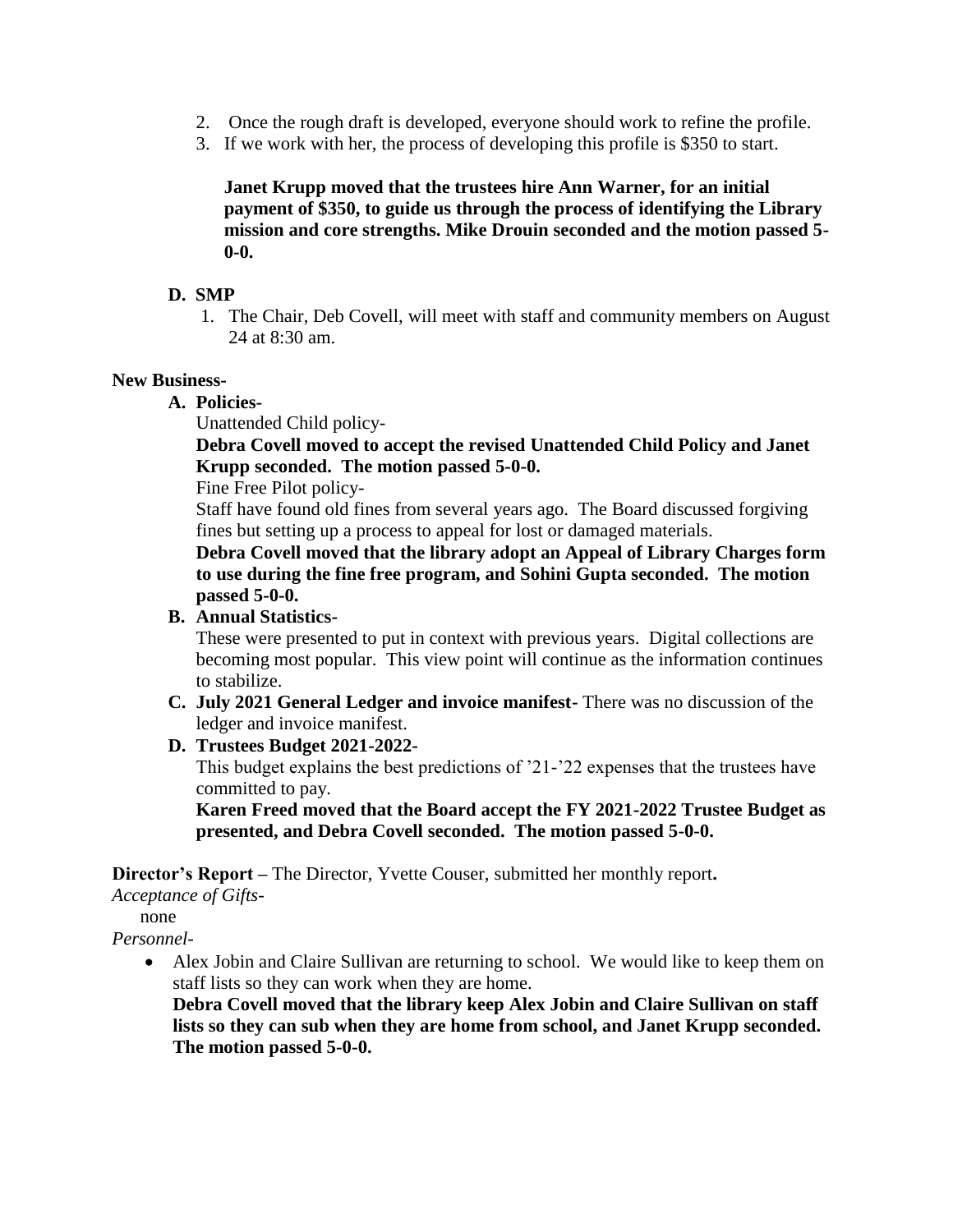2. Once the rough draft is developed, everyone should work to refine the profile.
3. If we work with her, the process of developing this profile is $350 to start.

**Janet Krupp moved that the trustees hire Ann Warner, for an initial payment of $350, to guide us through the process of identifying the Library mission and core strengths. Mike Drouin seconded and the motion passed 5-0-0.**

**D. SMP**

1. The Chair, Deb Covell, will meet with staff and community members on August 24 at 8:30 am.

**New Business-**

**A. Policies-**

Unattended Child policy-

**Debra Covell moved to accept the revised Unattended Child Policy and Janet Krupp seconded. The motion passed 5-0-0.**

Fine Free Pilot policy-

Staff have found old fines from several years ago. The Board discussed forgiving fines but setting up a process to appeal for lost or damaged materials.

**Debra Covell moved that the library adopt an Appeal of Library Charges form to use during the fine free program, and Sohini Gupta seconded. The motion passed 5-0-0.**

**B. Annual Statistics-**

These were presented to put in context with previous years. Digital collections are becoming most popular. This view point will continue as the information continues to stabilize.

**C. July 2021 General Ledger and invoice manifest-** There was no discussion of the ledger and invoice manifest.

**D. Trustees Budget 2021-2022-**

This budget explains the best predictions of '21-'22 expenses that the trustees have committed to pay.

**Karen Freed moved that the Board accept the FY 2021-2022 Trustee Budget as presented, and Debra Covell seconded. The motion passed 5-0-0.**

**Director's Report –** The Director, Yvette Couser, submitted her monthly report**.**

*Acceptance of Gifts-*

none

*Personnel-*

- Alex Jobin and Claire Sullivan are returning to school. We would like to keep them on staff lists so they can work when they are home.
  **Debra Covell moved that the library keep Alex Jobin and Claire Sullivan on staff lists so they can sub when they are home from school, and Janet Krupp seconded. The motion passed 5-0-0.**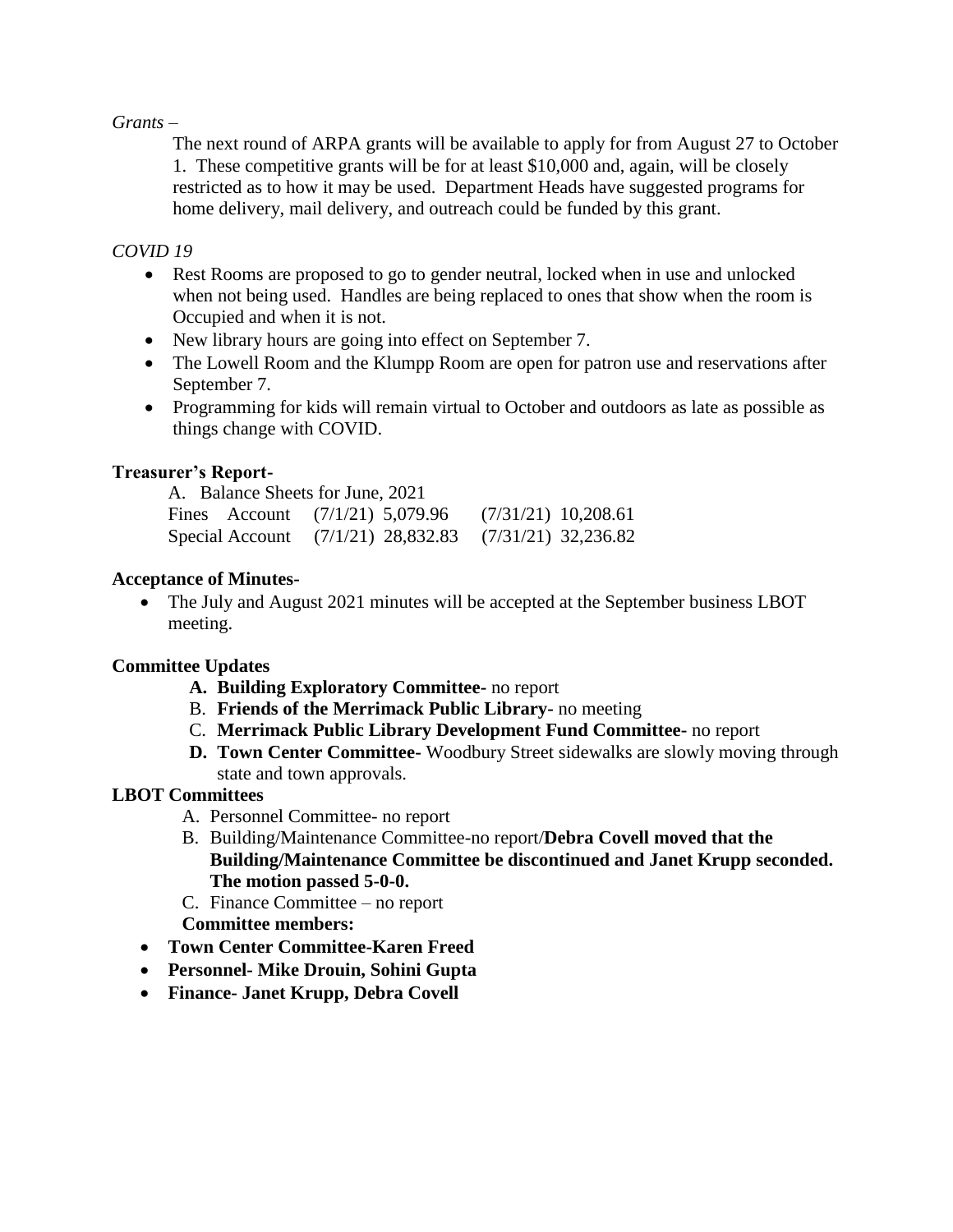*Grants* –

The next round of ARPA grants will be available to apply for from August 27 to October 1. These competitive grants will be for at least $10,000 and, again, will be closely restricted as to how it may be used. Department Heads have suggested programs for home delivery, mail delivery, and outreach could be funded by this grant.

*COVID 19*

- Rest Rooms are proposed to go to gender neutral, locked when in use and unlocked when not being used. Handles are being replaced to ones that show when the room is Occupied and when it is not.
- New library hours are going into effect on September 7.
- The Lowell Room and the Klumpp Room are open for patron use and reservations after September 7.
- Programming for kids will remain virtual to October and outdoors as late as possible as things change with COVID.

**Treasurer's Report-**

A. Balance Sheets for June, 2021

| | | |
|---|---|---|
| Fines Account | (7/1/21) 5,079.96 | (7/31/21) 10,208.61 |
| Special Account | (7/1/21) 28,832.83 | (7/31/21) 32,236.82 |

**Acceptance of Minutes-**

- The July and August 2021 minutes will be accepted at the September business LBOT meeting.

**Committee Updates**

A. **Building Exploratory Committee-** no report
B. **Friends of the Merrimack Public Library-** no meeting
C. **Merrimack Public Library Development Fund Committee-** no report
D. **Town Center Committee-** Woodbury Street sidewalks are slowly moving through state and town approvals.

**LBOT Committees**

A. Personnel Committee- no report
B. Building/Maintenance Committee-no report/**Debra Covell moved that the Building/Maintenance Committee be discontinued and Janet Krupp seconded. The motion passed 5-0-0.**
C. Finance Committee – no report

**Committee members:**

- **Town Center Committee-Karen Freed**
- **Personnel- Mike Drouin, Sohini Gupta**
- **Finance- Janet Krupp, Debra Covell**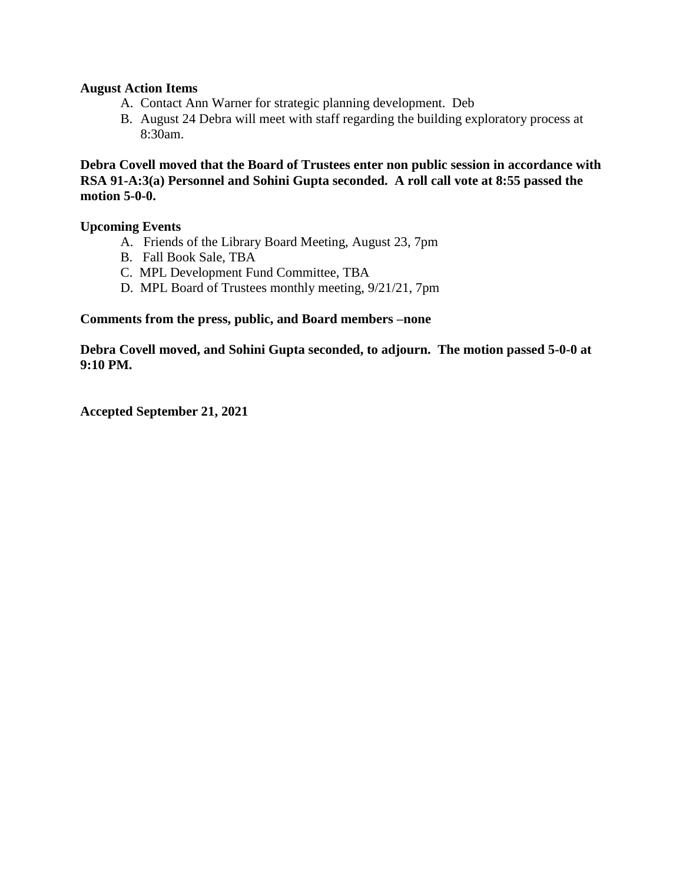**August Action Items**

A. Contact Ann Warner for strategic planning development. Deb
B. August 24 Debra will meet with staff regarding the building exploratory process at 8:30am.

**Debra Covell moved that the Board of Trustees enter non public session in accordance with RSA 91-A:3(a) Personnel and Sohini Gupta seconded. A roll call vote at 8:55 passed the motion 5-0-0.**

**Upcoming Events**

A. Friends of the Library Board Meeting, August 23, 7pm
B. Fall Book Sale, TBA
C. MPL Development Fund Committee, TBA
D. MPL Board of Trustees monthly meeting, 9/21/21, 7pm

**Comments from the press, public, and Board members –none**

**Debra Covell moved, and Sohini Gupta seconded, to adjourn. The motion passed 5-0-0 at 9:10 PM.**

**Accepted September 21, 2021**